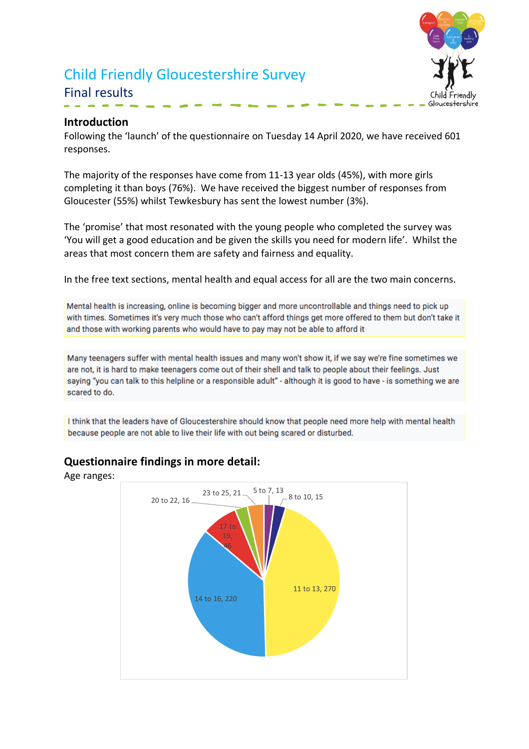# Child Friendly Gloucestershire Survey

## Final results

### Introduction

Following the 'launch' of the questionnaire on Tuesday 14 April 2020, we have received 601 responses.

The majority of the responses have come from 11-13 year olds (45%), with more girls completing it than boys (76%). We have received the biggest number of responses from Gloucester (55%) whilst Tewkesbury has sent the lowest number (3%).

The 'promise' that most resonated with the young people who completed the survey was 'You will get a good education and be given the skills you need for modern life'. Whilst the areas that most concern them are safety and fairness and equality.

In the free text sections, mental health and equal access for all are the two main concerns.

> Mental health is increasing, online is becoming bigger and more uncontrollable and things need to pick up with times. Sometimes it's very much those who can't afford things get more offered to them but don't take it and those with working parents who would have to pay may not be able to afford it

> Many teenagers suffer with mental health issues and many won't show it, if we say we're fine sometimes we are not, it is hard to make teenagers come out of their shell and talk to people about their feelings. Just saying "you can talk to this helpline or a responsible adult" - although it is good to have - is something we are scared to do.

> I think that the leaders have of Gloucestershire should know that people need more help with mental health because people are not able to live their life with out being scared or disturbed.

### Questionnaire findings in more detail:

Age ranges:

| Age range | Responses |
|---|---|
| 5 to 7 | 13 |
| 8 to 10 | 15 |
| 11 to 13 | 270 |
| 14 to 16 | 220 |
| 17 to 19 | 46 |
| 20 to 22 | 16 |
| 23 to 25 | 21 |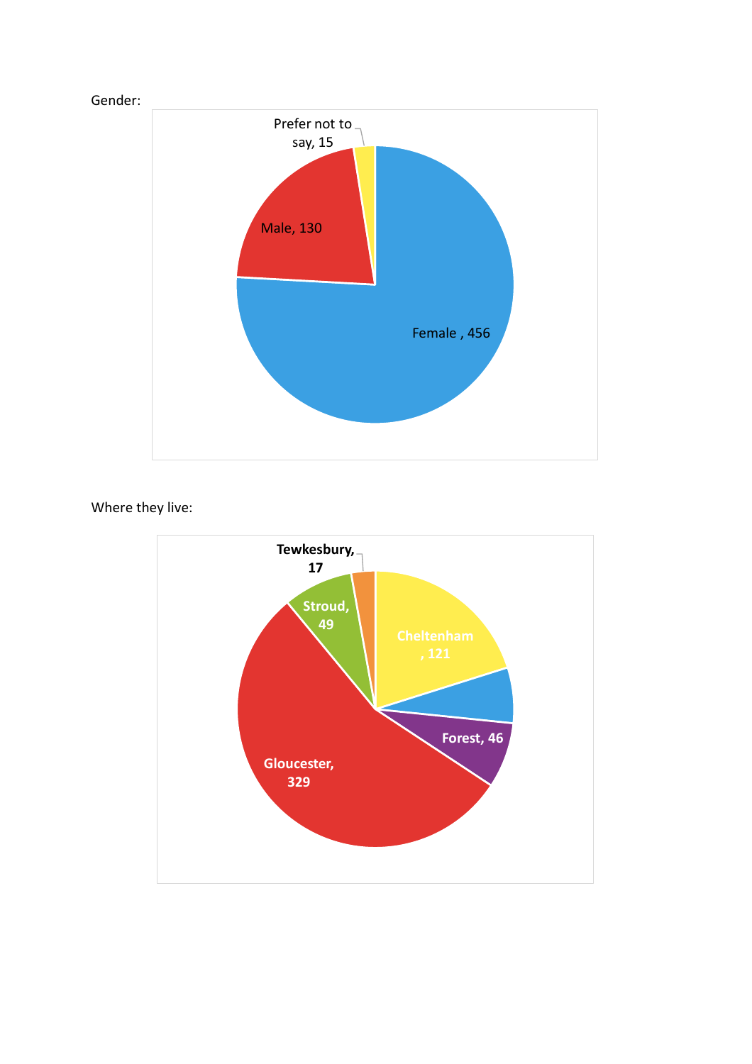Gender:

| Gender | Count |
| --- | --- |
| Female | 456 |
| Male | 130 |
| Prefer not to say | 15 |

Where they live:

| Area | Count |
| --- | --- |
| Cheltenham | 121 |
| Forest | 46 |
| Gloucester | 329 |
| Stroud | 49 |
| Tewkesbury | 17 |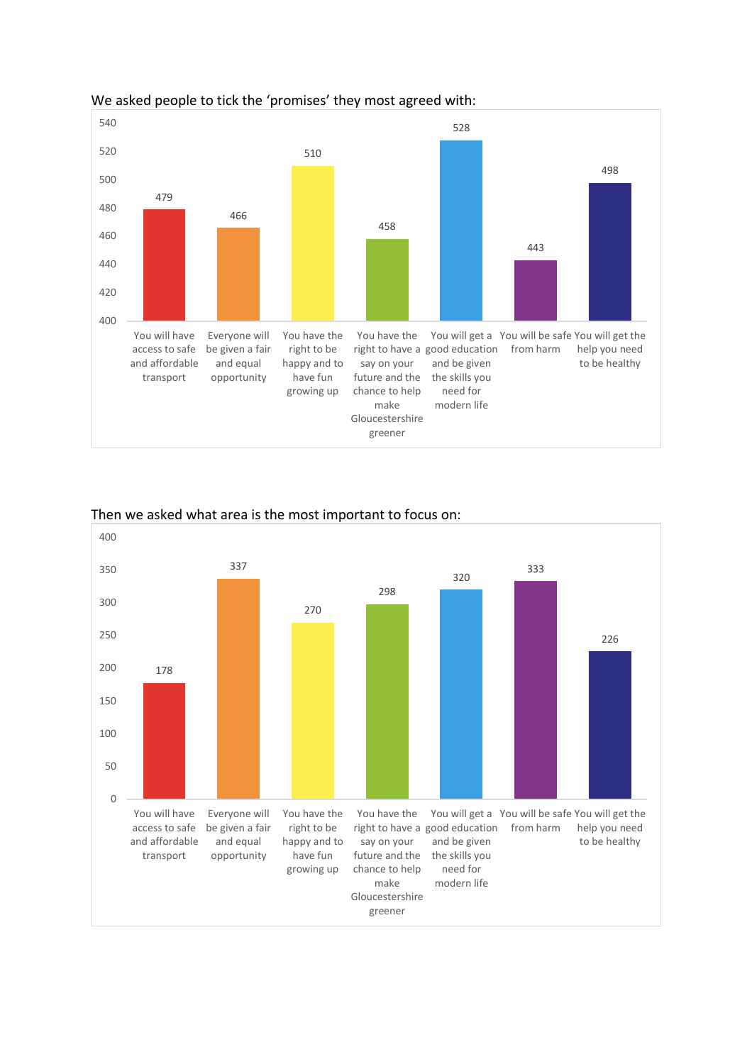We asked people to tick the 'promises' they most agreed with:

| Promise | Count |
| --- | --- |
| You will have access to safe and affordable transport | 479 |
| Everyone will be given a fair and equal opportunity | 466 |
| You have the right to be happy and to have fun growing up | 510 |
| You have the right to have a say on your future and the chance to help make Gloucestershire greener | 458 |
| You will get a good education and be given the skills you need for modern life | 528 |
| You will be safe from harm | 443 |
| You will get the help you need to be healthy | 498 |

Then we asked what area is the most important to focus on:

| Area | Count |
| --- | --- |
| You will have access to safe and affordable transport | 178 |
| Everyone will be given a fair and equal opportunity | 337 |
| You have the right to be happy and to have fun growing up | 270 |
| You have the right to have a say on your future and the chance to help make Gloucestershire greener | 298 |
| You will get a good education and be given the skills you need for modern life | 320 |
| You will be safe from harm | 333 |
| You will get the help you need to be healthy | 226 |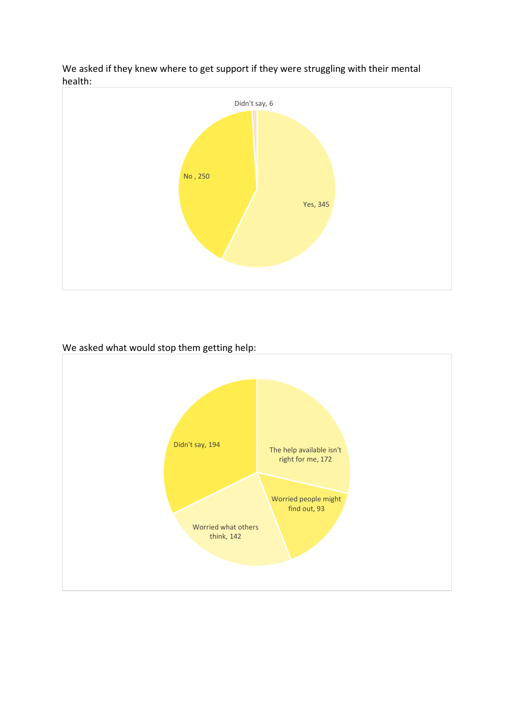We asked if they knew where to get support if they were struggling with their mental health:

Didn't say, 6

No , 250

Yes, 345

We asked what would stop them getting help:

Didn't say, 194

The help available isn't right for me, 172

Worried people might find out, 93

Worried what others think, 142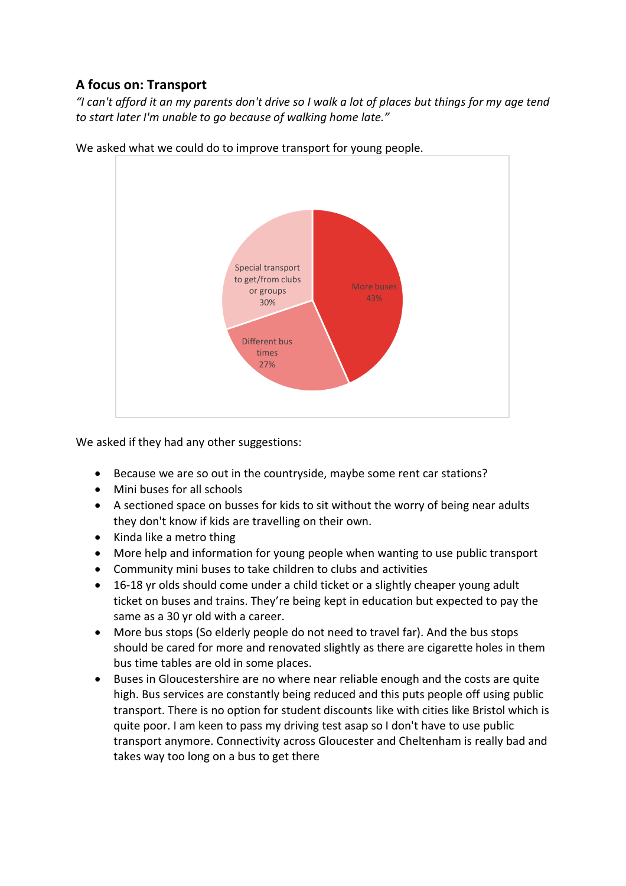## A focus on: Transport

*"I can't afford it an my parents don't drive so I walk a lot of places but things for my age tend to start later I'm unable to go because of walking home late."*

We asked what we could do to improve transport for young people.

| Response | Percentage |
| --- | --- |
| More buses | 43% |
| Special transport to get/from clubs or groups | 30% |
| Different bus times | 27% |

We asked if they had any other suggestions:

- Because we are so out in the countryside, maybe some rent car stations?
- Mini buses for all schools
- A sectioned space on busses for kids to sit without the worry of being near adults they don't know if kids are travelling on their own.
- Kinda like a metro thing
- More help and information for young people when wanting to use public transport
- Community mini buses to take children to clubs and activities
- 16-18 yr olds should come under a child ticket or a slightly cheaper young adult ticket on buses and trains. They're being kept in education but expected to pay the same as a 30 yr old with a career.
- More bus stops (So elderly people do not need to travel far). And the bus stops should be cared for more and renovated slightly as there are cigarette holes in them bus time tables are old in some places.
- Buses in Gloucestershire are no where near reliable enough and the costs are quite high. Bus services are constantly being reduced and this puts people off using public transport. There is no option for student discounts like with cities like Bristol which is quite poor. I am keen to pass my driving test asap so I don't have to use public transport anymore. Connectivity across Gloucester and Cheltenham is really bad and takes way too long on a bus to get there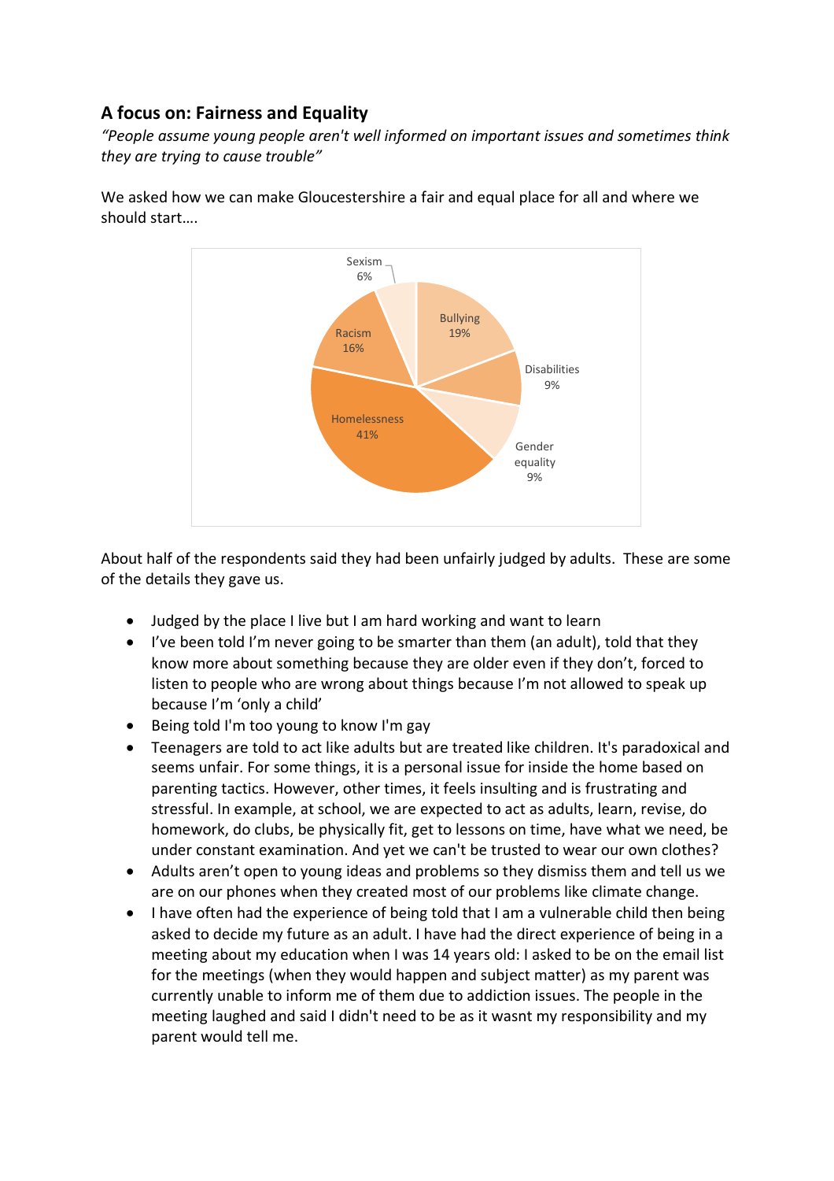## A focus on: Fairness and Equality

*"People assume young people aren't well informed on important issues and sometimes think they are trying to cause trouble"*

We asked how we can make Gloucestershire a fair and equal place for all and where we should start….

| Category | Percentage |
|---|---|
| Homelessness | 41% |
| Bullying | 19% |
| Racism | 16% |
| Disabilities | 9% |
| Gender equality | 9% |
| Sexism | 6% |

About half of the respondents said they had been unfairly judged by adults. These are some of the details they gave us.

- Judged by the place I live but I am hard working and want to learn
- I've been told I'm never going to be smarter than them (an adult), told that they know more about something because they are older even if they don't, forced to listen to people who are wrong about things because I'm not allowed to speak up because I'm 'only a child'
- Being told I'm too young to know I'm gay
- Teenagers are told to act like adults but are treated like children. It's paradoxical and seems unfair. For some things, it is a personal issue for inside the home based on parenting tactics. However, other times, it feels insulting and is frustrating and stressful. In example, at school, we are expected to act as adults, learn, revise, do homework, do clubs, be physically fit, get to lessons on time, have what we need, be under constant examination. And yet we can't be trusted to wear our own clothes?
- Adults aren't open to young ideas and problems so they dismiss them and tell us we are on our phones when they created most of our problems like climate change.
- I have often had the experience of being told that I am a vulnerable child then being asked to decide my future as an adult. I have had the direct experience of being in a meeting about my education when I was 14 years old: I asked to be on the email list for the meetings (when they would happen and subject matter) as my parent was currently unable to inform me of them due to addiction issues. The people in the meeting laughed and said I didn't need to be as it wasnt my responsibility and my parent would tell me.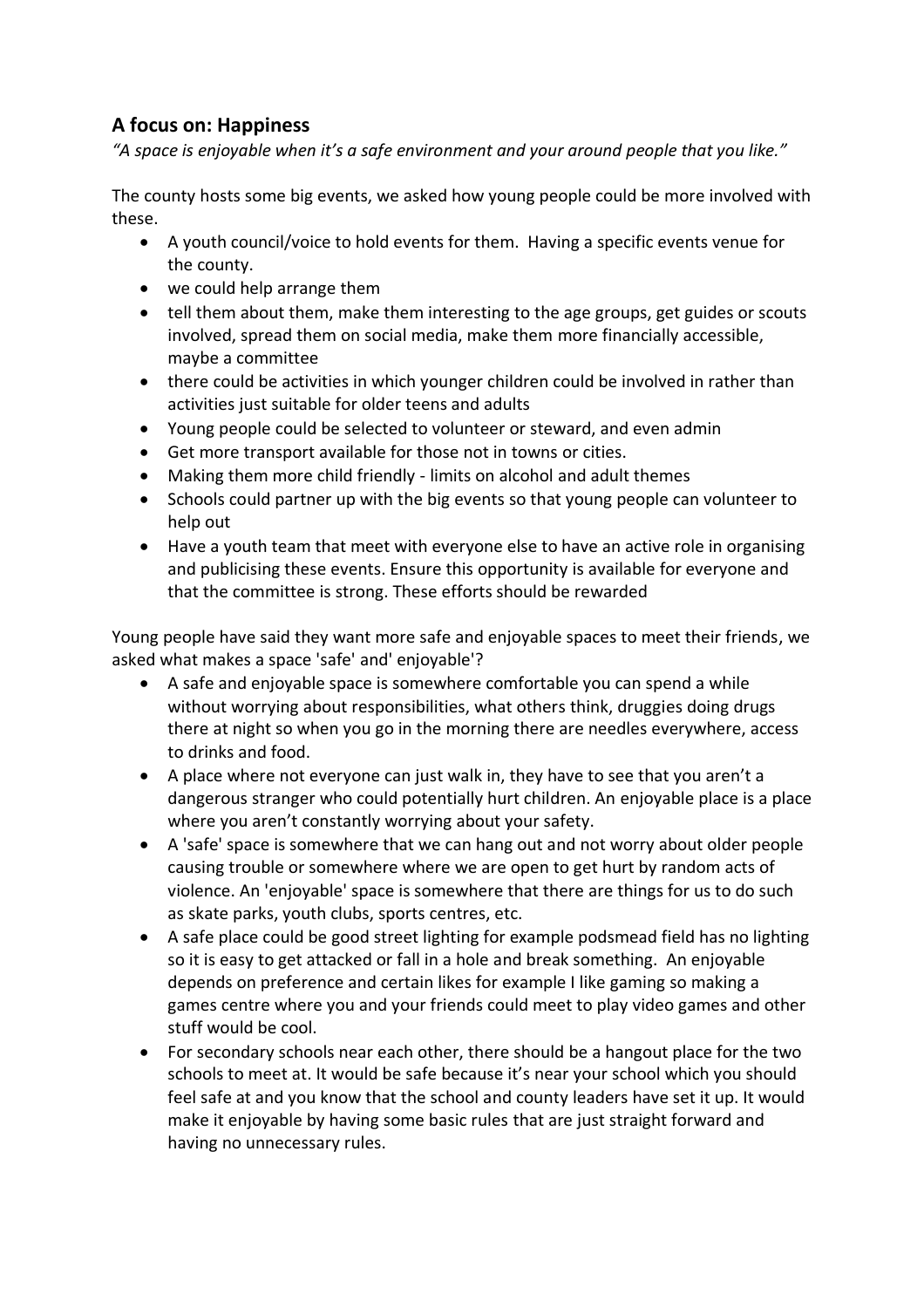## A focus on: Happiness

*"A space is enjoyable when it's a safe environment and your around people that you like."*

The county hosts some big events, we asked how young people could be more involved with these.

- A youth council/voice to hold events for them. Having a specific events venue for the county.
- we could help arrange them
- tell them about them, make them interesting to the age groups, get guides or scouts involved, spread them on social media, make them more financially accessible, maybe a committee
- there could be activities in which younger children could be involved in rather than activities just suitable for older teens and adults
- Young people could be selected to volunteer or steward, and even admin
- Get more transport available for those not in towns or cities.
- Making them more child friendly - limits on alcohol and adult themes
- Schools could partner up with the big events so that young people can volunteer to help out
- Have a youth team that meet with everyone else to have an active role in organising and publicising these events. Ensure this opportunity is available for everyone and that the committee is strong. These efforts should be rewarded

Young people have said they want more safe and enjoyable spaces to meet their friends, we asked what makes a space 'safe' and' enjoyable'?

- A safe and enjoyable space is somewhere comfortable you can spend a while without worrying about responsibilities, what others think, druggies doing drugs there at night so when you go in the morning there are needles everywhere, access to drinks and food.
- A place where not everyone can just walk in, they have to see that you aren't a dangerous stranger who could potentially hurt children. An enjoyable place is a place where you aren't constantly worrying about your safety.
- A 'safe' space is somewhere that we can hang out and not worry about older people causing trouble or somewhere where we are open to get hurt by random acts of violence. An 'enjoyable' space is somewhere that there are things for us to do such as skate parks, youth clubs, sports centres, etc.
- A safe place could be good street lighting for example podsmead field has no lighting so it is easy to get attacked or fall in a hole and break something. An enjoyable depends on preference and certain likes for example I like gaming so making a games centre where you and your friends could meet to play video games and other stuff would be cool.
- For secondary schools near each other, there should be a hangout place for the two schools to meet at. It would be safe because it's near your school which you should feel safe at and you know that the school and county leaders have set it up. It would make it enjoyable by having some basic rules that are just straight forward and having no unnecessary rules.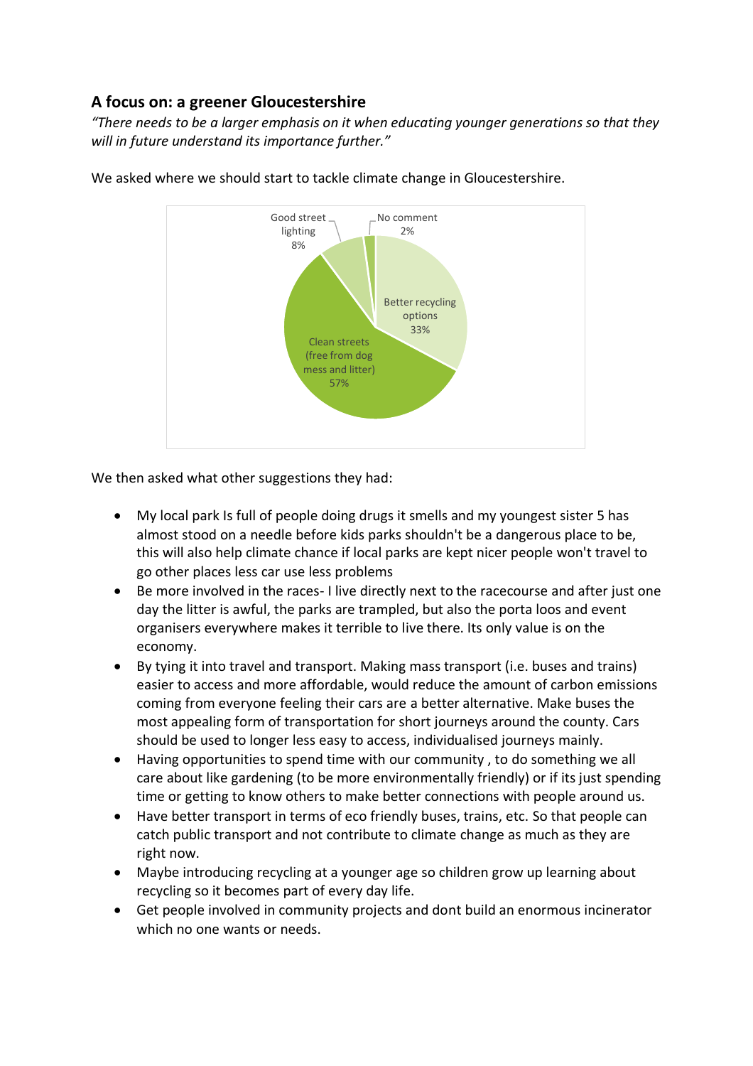## A focus on: a greener Gloucestershire

*"There needs to be a larger emphasis on it when educating younger generations so that they will in future understand its importance further."*

We asked where we should start to tackle climate change in Gloucestershire.

| Option | Percentage |
|---|---|
| Clean streets (free from dog mess and litter) | 57% |
| Better recycling options | 33% |
| Good street lighting | 8% |
| No comment | 2% |

We then asked what other suggestions they had:

- My local park Is full of people doing drugs it smells and my youngest sister 5 has almost stood on a needle before kids parks shouldn't be a dangerous place to be, this will also help climate chance if local parks are kept nicer people won't travel to go other places less car use less problems
- Be more involved in the races- I live directly next to the racecourse and after just one day the litter is awful, the parks are trampled, but also the porta loos and event organisers everywhere makes it terrible to live there. Its only value is on the economy.
- By tying it into travel and transport. Making mass transport (i.e. buses and trains) easier to access and more affordable, would reduce the amount of carbon emissions coming from everyone feeling their cars are a better alternative. Make buses the most appealing form of transportation for short journeys around the county. Cars should be used to longer less easy to access, individualised journeys mainly.
- Having opportunities to spend time with our community , to do something we all care about like gardening (to be more environmentally friendly) or if its just spending time or getting to know others to make better connections with people around us.
- Have better transport in terms of eco friendly buses, trains, etc. So that people can catch public transport and not contribute to climate change as much as they are right now.
- Maybe introducing recycling at a younger age so children grow up learning about recycling so it becomes part of every day life.
- Get people involved in community projects and dont build an enormous incinerator which no one wants or needs.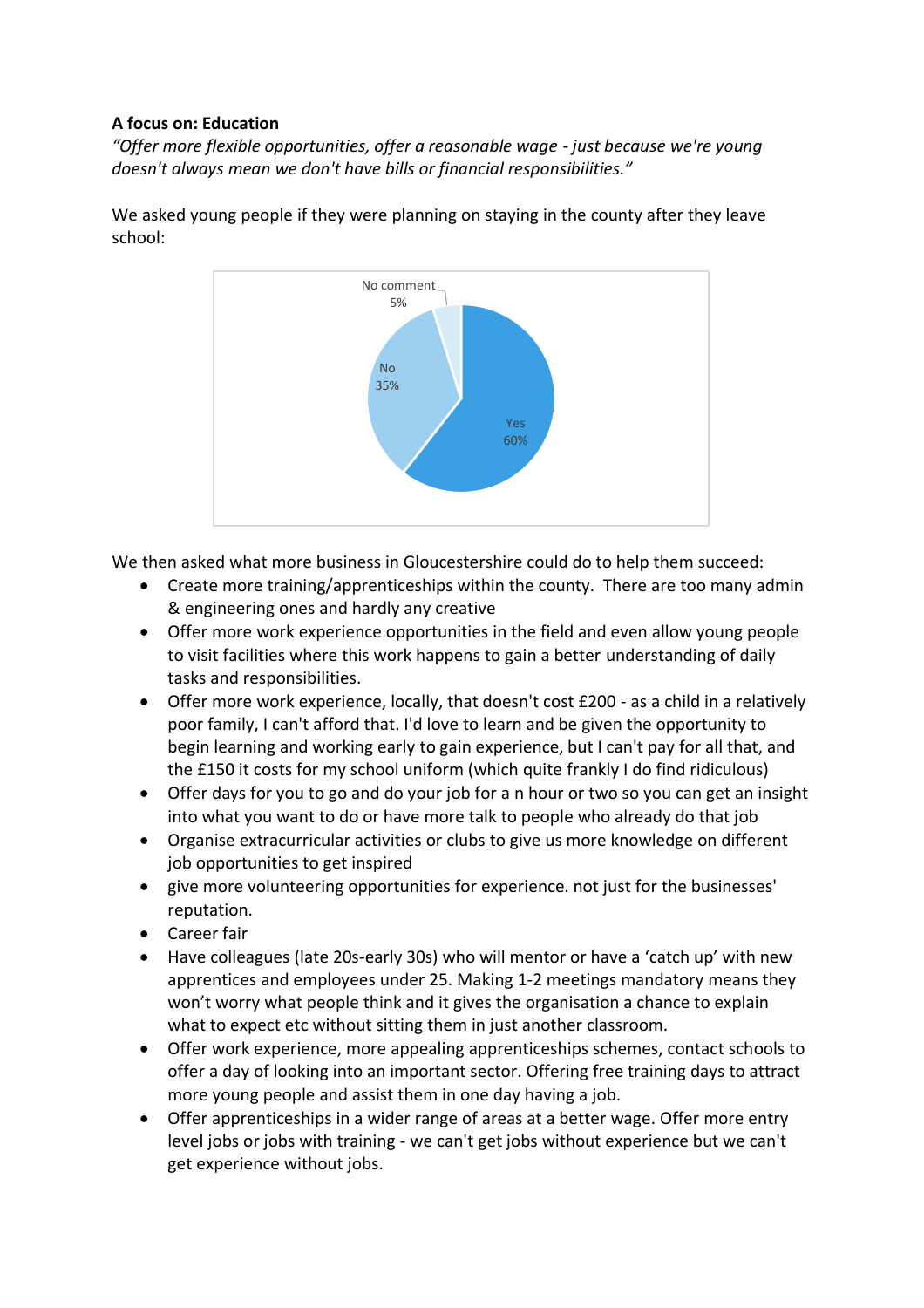**A focus on: Education**

*"Offer more flexible opportunities, offer a reasonable wage - just because we're young doesn't always mean we don't have bills or financial responsibilities."*

We asked young people if they were planning on staying in the county after they leave school:

No comment 5%

No 35%

Yes 60%

We then asked what more business in Gloucestershire could do to help them succeed:

- Create more training/apprenticeships within the county. There are too many admin & engineering ones and hardly any creative
- Offer more work experience opportunities in the field and even allow young people to visit facilities where this work happens to gain a better understanding of daily tasks and responsibilities.
- Offer more work experience, locally, that doesn't cost £200 - as a child in a relatively poor family, I can't afford that. I'd love to learn and be given the opportunity to begin learning and working early to gain experience, but I can't pay for all that, and the £150 it costs for my school uniform (which quite frankly I do find ridiculous)
- Offer days for you to go and do your job for a n hour or two so you can get an insight into what you want to do or have more talk to people who already do that job
- Organise extracurricular activities or clubs to give us more knowledge on different job opportunities to get inspired
- give more volunteering opportunities for experience. not just for the businesses' reputation.
- Career fair
- Have colleagues (late 20s-early 30s) who will mentor or have a 'catch up' with new apprentices and employees under 25. Making 1-2 meetings mandatory means they won't worry what people think and it gives the organisation a chance to explain what to expect etc without sitting them in just another classroom.
- Offer work experience, more appealing apprenticeships schemes, contact schools to offer a day of looking into an important sector. Offering free training days to attract more young people and assist them in one day having a job.
- Offer apprenticeships in a wider range of areas at a better wage. Offer more entry level jobs or jobs with training - we can't get jobs without experience but we can't get experience without jobs.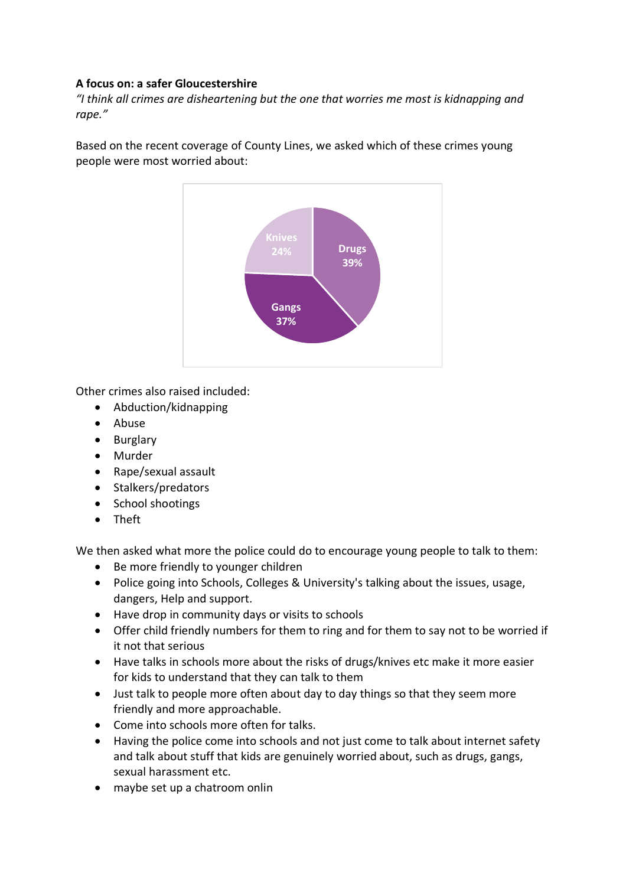**A focus on: a safer Gloucestershire**

*"I think all crimes are disheartening but the one that worries me most is kidnapping and rape."*

Based on the recent coverage of County Lines, we asked which of these crimes young people were most worried about:

| Crime | Percentage |
|---|---|
| Drugs | 39% |
| Gangs | 37% |
| Knives | 24% |

Other crimes also raised included:

- Abduction/kidnapping
- Abuse
- Burglary
- Murder
- Rape/sexual assault
- Stalkers/predators
- School shootings
- Theft

We then asked what more the police could do to encourage young people to talk to them:

- Be more friendly to younger children
- Police going into Schools, Colleges & University's talking about the issues, usage, dangers, Help and support.
- Have drop in community days or visits to schools
- Offer child friendly numbers for them to ring and for them to say not to be worried if it not that serious
- Have talks in schools more about the risks of drugs/knives etc make it more easier for kids to understand that they can talk to them
- Just talk to people more often about day to day things so that they seem more friendly and more approachable.
- Come into schools more often for talks.
- Having the police come into schools and not just come to talk about internet safety and talk about stuff that kids are genuinely worried about, such as drugs, gangs, sexual harassment etc.
- maybe set up a chatroom onlin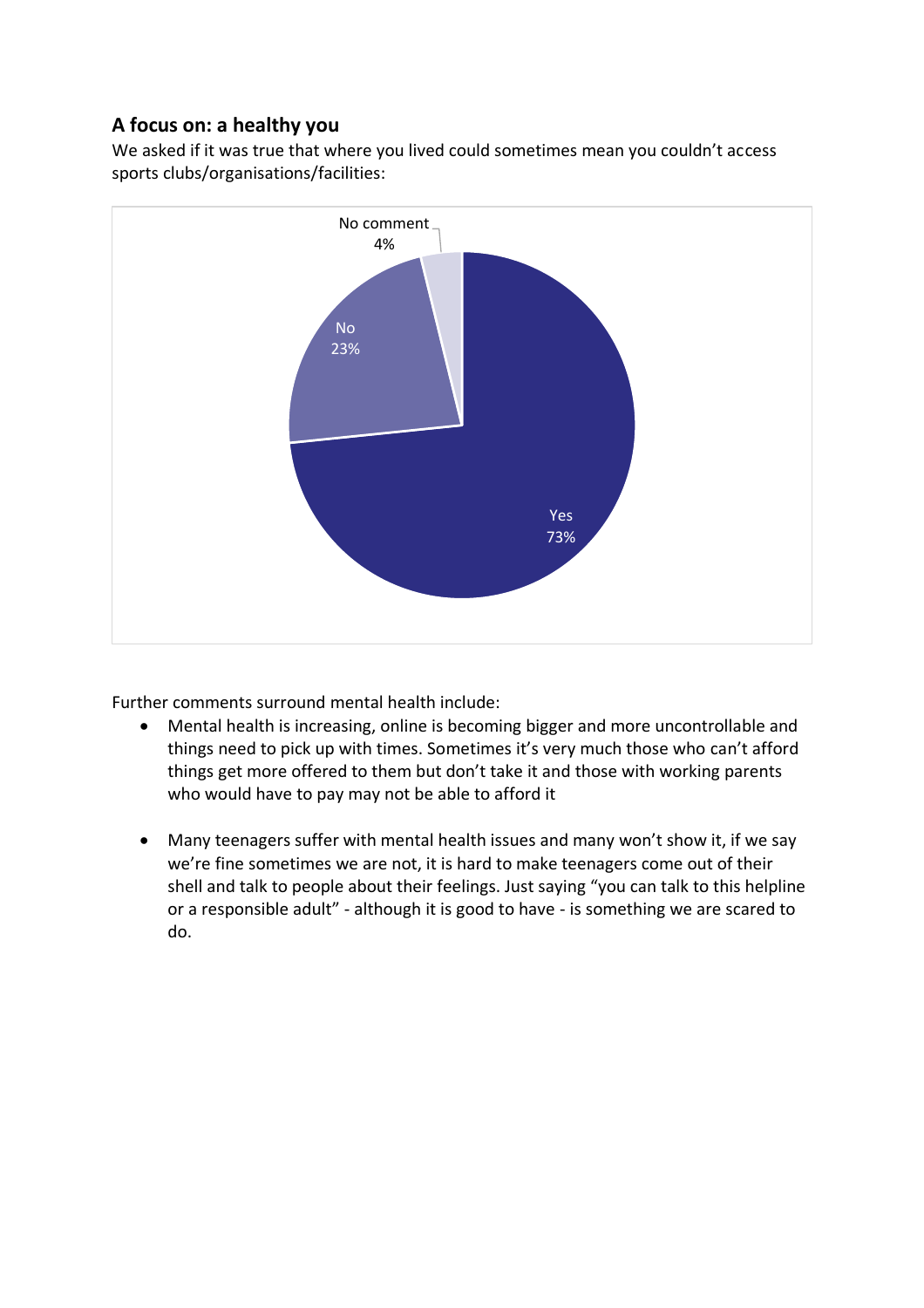## A focus on: a healthy you

We asked if it was true that where you lived could sometimes mean you couldn't access sports clubs/organisations/facilities:

| Response | Percentage |
| --- | --- |
| Yes | 73% |
| No | 23% |
| No comment | 4% |

Further comments surround mental health include:

- Mental health is increasing, online is becoming bigger and more uncontrollable and things need to pick up with times. Sometimes it's very much those who can't afford things get more offered to them but don't take it and those with working parents who would have to pay may not be able to afford it

- Many teenagers suffer with mental health issues and many won't show it, if we say we're fine sometimes we are not, it is hard to make teenagers come out of their shell and talk to people about their feelings. Just saying "you can talk to this helpline or a responsible adult" - although it is good to have - is something we are scared to do.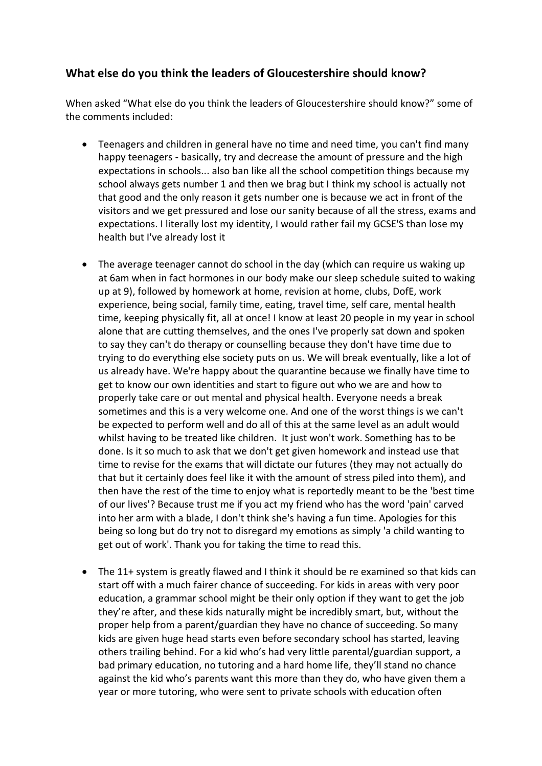## What else do you think the leaders of Gloucestershire should know?

When asked "What else do you think the leaders of Gloucestershire should know?" some of the comments included:

- Teenagers and children in general have no time and need time, you can't find many happy teenagers - basically, try and decrease the amount of pressure and the high expectations in schools... also ban like all the school competition things because my school always gets number 1 and then we brag but I think my school is actually not that good and the only reason it gets number one is because we act in front of the visitors and we get pressured and lose our sanity because of all the stress, exams and expectations. I literally lost my identity, I would rather fail my GCSE'S than lose my health but I've already lost it

- The average teenager cannot do school in the day (which can require us waking up at 6am when in fact hormones in our body make our sleep schedule suited to waking up at 9), followed by homework at home, revision at home, clubs, DofE, work experience, being social, family time, eating, travel time, self care, mental health time, keeping physically fit, all at once! I know at least 20 people in my year in school alone that are cutting themselves, and the ones I've properly sat down and spoken to say they can't do therapy or counselling because they don't have time due to trying to do everything else society puts on us. We will break eventually, like a lot of us already have. We're happy about the quarantine because we finally have time to get to know our own identities and start to figure out who we are and how to properly take care or out mental and physical health. Everyone needs a break sometimes and this is a very welcome one. And one of the worst things is we can't be expected to perform well and do all of this at the same level as an adult would whilst having to be treated like children. It just won't work. Something has to be done. Is it so much to ask that we don't get given homework and instead use that time to revise for the exams that will dictate our futures (they may not actually do that but it certainly does feel like it with the amount of stress piled into them), and then have the rest of the time to enjoy what is reportedly meant to be the 'best time of our lives'? Because trust me if you act my friend who has the word 'pain' carved into her arm with a blade, I don't think she's having a fun time. Apologies for this being so long but do try not to disregard my emotions as simply 'a child wanting to get out of work'. Thank you for taking the time to read this.

- The 11+ system is greatly flawed and I think it should be re examined so that kids can start off with a much fairer chance of succeeding. For kids in areas with very poor education, a grammar school might be their only option if they want to get the job they're after, and these kids naturally might be incredibly smart, but, without the proper help from a parent/guardian they have no chance of succeeding. So many kids are given huge head starts even before secondary school has started, leaving others trailing behind. For a kid who's had very little parental/guardian support, a bad primary education, no tutoring and a hard home life, they'll stand no chance against the kid who's parents want this more than they do, who have given them a year or more tutoring, who were sent to private schools with education often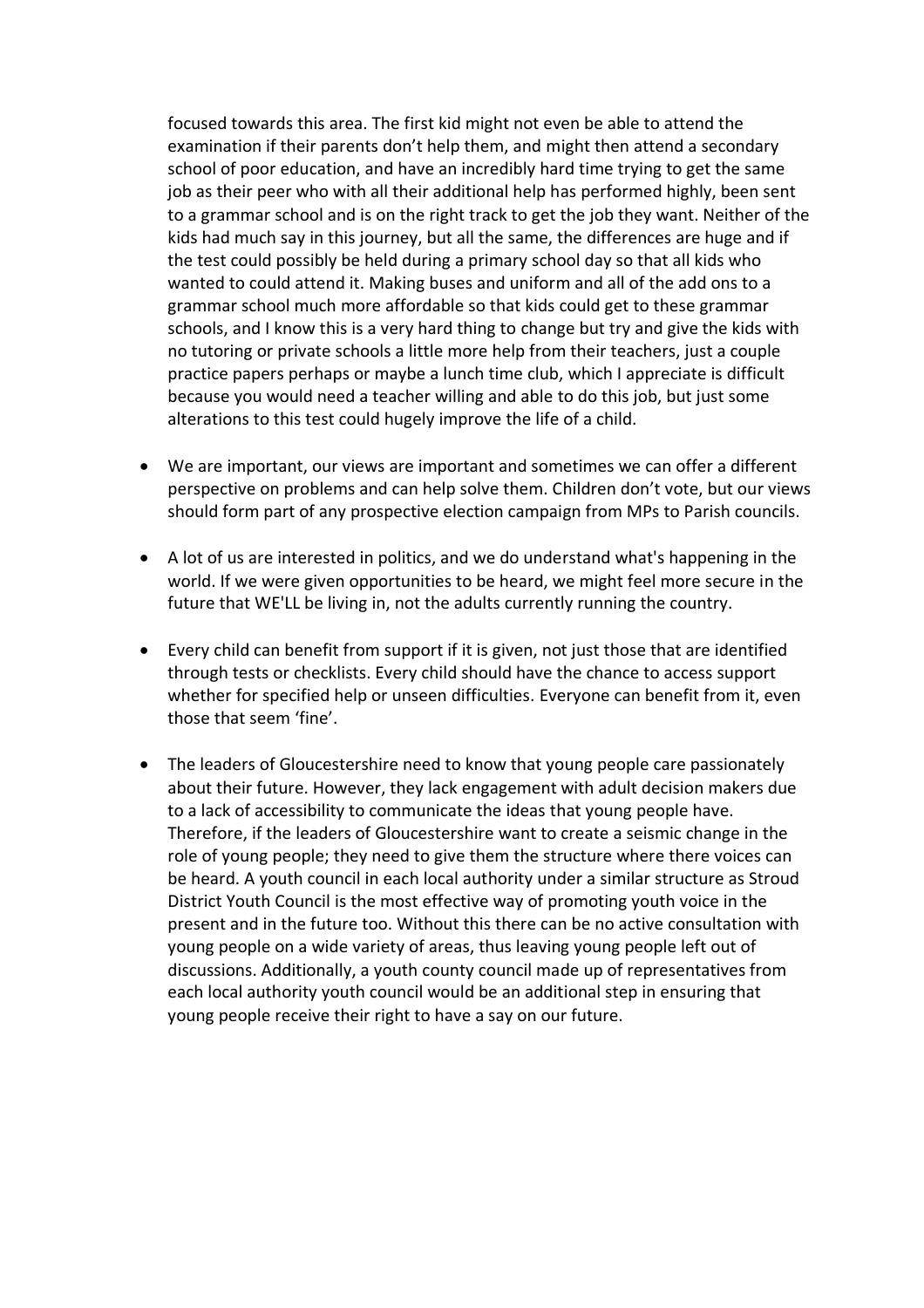focused towards this area. The first kid might not even be able to attend the examination if their parents don't help them, and might then attend a secondary school of poor education, and have an incredibly hard time trying to get the same job as their peer who with all their additional help has performed highly, been sent to a grammar school and is on the right track to get the job they want. Neither of the kids had much say in this journey, but all the same, the differences are huge and if the test could possibly be held during a primary school day so that all kids who wanted to could attend it. Making buses and uniform and all of the add ons to a grammar school much more affordable so that kids could get to these grammar schools, and I know this is a very hard thing to change but try and give the kids with no tutoring or private schools a little more help from their teachers, just a couple practice papers perhaps or maybe a lunch time club, which I appreciate is difficult because you would need a teacher willing and able to do this job, but just some alterations to this test could hugely improve the life of a child.

- We are important, our views are important and sometimes we can offer a different perspective on problems and can help solve them. Children don't vote, but our views should form part of any prospective election campaign from MPs to Parish councils.

- A lot of us are interested in politics, and we do understand what's happening in the world. If we were given opportunities to be heard, we might feel more secure in the future that WE'LL be living in, not the adults currently running the country.

- Every child can benefit from support if it is given, not just those that are identified through tests or checklists. Every child should have the chance to access support whether for specified help or unseen difficulties. Everyone can benefit from it, even those that seem 'fine'.

- The leaders of Gloucestershire need to know that young people care passionately about their future. However, they lack engagement with adult decision makers due to a lack of accessibility to communicate the ideas that young people have. Therefore, if the leaders of Gloucestershire want to create a seismic change in the role of young people; they need to give them the structure where there voices can be heard. A youth council in each local authority under a similar structure as Stroud District Youth Council is the most effective way of promoting youth voice in the present and in the future too. Without this there can be no active consultation with young people on a wide variety of areas, thus leaving young people left out of discussions. Additionally, a youth county council made up of representatives from each local authority youth council would be an additional step in ensuring that young people receive their right to have a say on our future.